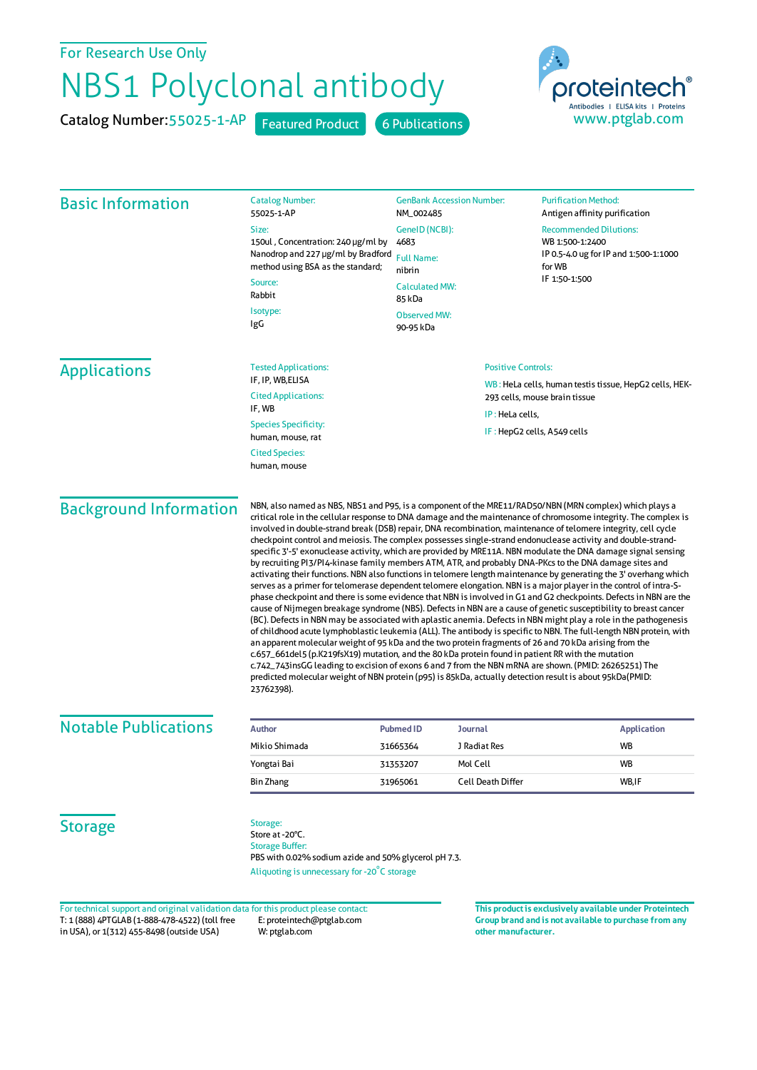For Research Use Only

# NBS1 Polyclonal antibody

Catalog Number: 55025-1-AP    Featured Product    6 Publications

proteintech® Antibodies | ELISA kits | Proteins
www.ptglab.com

## Basic Information

**Catalog Number:**
55025-1-AP

**Size:**
150ul , Concentration: 240 μg/ml by Nanodrop and 227 μg/ml by Bradford method using BSA as the standard;

**Source:**
Rabbit

**Isotype:**
IgG

**GenBank Accession Number:**
NM_002485

**GeneID (NCBI):**
4683

**Full Name:**
nibrin

**Calculated MW:**
85 kDa

**Observed MW:**
90-95 kDa

**Purification Method:**
Antigen affinity purification

**Recommended Dilutions:**
WB 1:500-1:2400
IP 0.5-4.0 ug for IP and 1:500-1:1000 for WB
IF 1:50-1:500

## Applications

**Tested Applications:**
IF, IP, WB,ELISA

**Cited Applications:**
IF, WB

**Species Specificity:**
human, mouse, rat

**Cited Species:**
human, mouse

**Positive Controls:**

WB : HeLa cells, human testis tissue, HepG2 cells, HEK-293 cells, mouse brain tissue

IP : HeLa cells,

IF : HepG2 cells, A549 cells

## Background Information

NBN, also named as NBS, NBS1 and P95, is a component of the MRE11/RAD50/NBN (MRN complex) which plays a critical role in the cellular response to DNA damage and the maintenance of chromosome integrity. The complex is involved in double-strand break (DSB) repair, DNA recombination, maintenance of telomere integrity, cell cycle checkpoint control and meiosis. The complex possesses single-strand endonuclease activity and double-strand-specific 3'-5' exonuclease activity, which are provided by MRE11A. NBN modulate the DNA damage signal sensing by recruiting PI3/PI4-kinase family members ATM, ATR, and probably DNA-PKcs to the DNA damage sites and activating their functions. NBN also functions in telomere length maintenance by generating the 3' overhang which serves as a primer for telomerase dependent telomere elongation. NBN is a major player in the control of intra-S-phase checkpoint and there is some evidence that NBN is involved in G1 and G2 checkpoints. Defects in NBN are the cause of Nijmegen breakage syndrome (NBS). Defects in NBN are a cause of genetic susceptibility to breast cancer (BC). Defects in NBN may be associated with aplastic anemia. Defects in NBN might play a role in the pathogenesis of childhood acute lymphoblastic leukemia (ALL). The antibody is specific to NBN. The full-length NBN protein, with an apparent molecular weight of 95 kDa and the two protein fragments of 26 and 70 kDa arising from the c.657_661del5 (p.K219fsX19) mutation, and the 80 kDa protein found in patient RR with the mutation c.742_743insGG leading to excision of exons 6 and 7 from the NBN mRNA are shown. (PMID: 26265251) The predicted molecular weight of NBN protein (p95) is 85kDa, actually detection result is about 95kDa(PMID: 23762398).

## Notable Publications

| Author | Pubmed ID | Journal | Application |
|---|---|---|---|
| Mikio Shimada | 31665364 | J Radiat Res | WB |
| Yongtai Bai | 31353207 | Mol Cell | WB |
| Bin Zhang | 31965061 | Cell Death Differ | WB,IF |

## Storage

**Storage:**
Store at -20°C.
**Storage Buffer:**
PBS with 0.02% sodium azide and 50% glycerol pH 7.3.
Aliquoting is unnecessary for -20°C storage

For technical support and original validation data for this product please contact:
T: 1 (888) 4PTGLAB (1-888-478-4522) (toll free in USA), or 1(312) 455-8498 (outside USA)
E: proteintech@ptglab.com
W: ptglab.com

**This product is exclusively available under Proteintech Group brand and is not available to purchase from any other manufacturer.**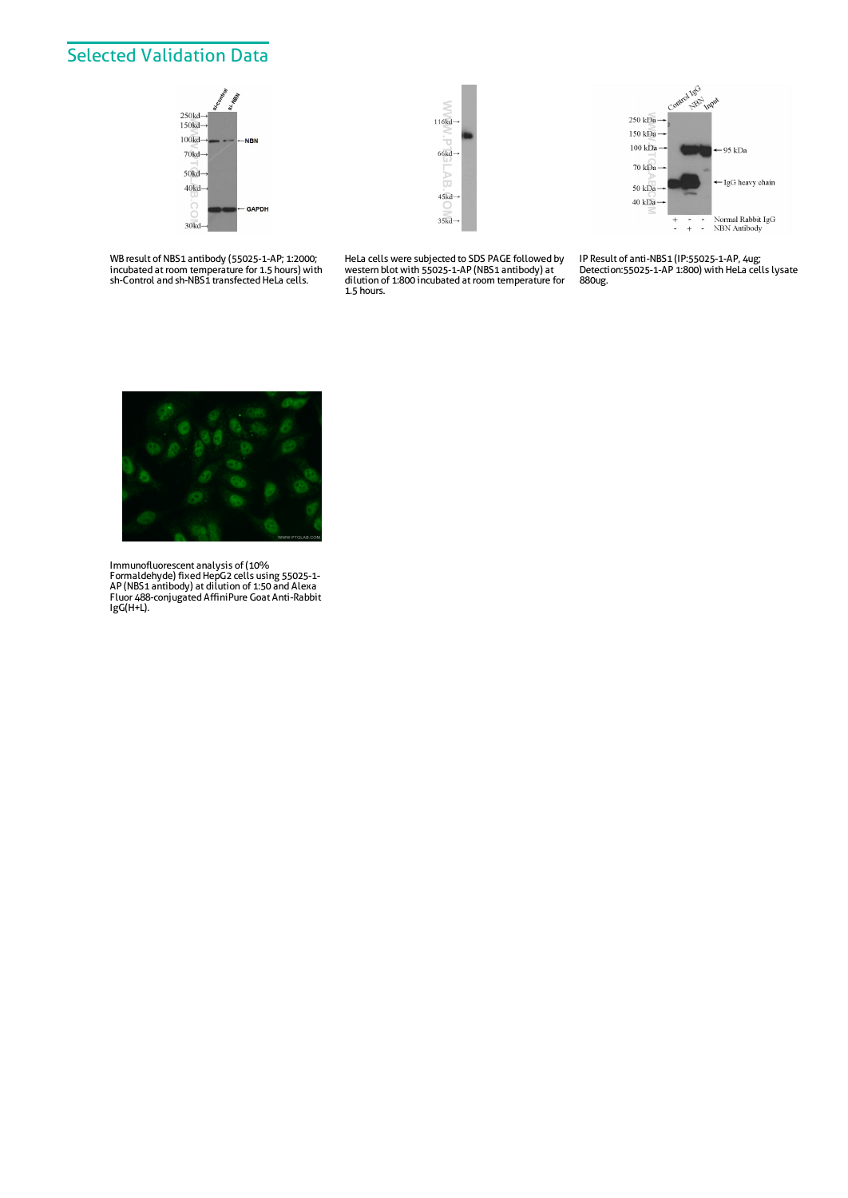## Selected Validation Data

250kd→
150kd→
100kd→
70kd→
50kd→
40kd→
30kd→
sh-control
sh-NBN
←NBN
← GAPDH

WB result of NBS1 antibody (55025-1-AP; 1:2000; incubated at room temperature for 1.5 hours) with sh-Control and sh-NBS1 transfected HeLa cells.

116kd→
66kd→
45kd→
35kd→

HeLa cells were subjected to SDS PAGE followed by western blot with 55025-1-AP (NBS1 antibody) at dilution of 1:800 incubated at room temperature for 1.5 hours.

Control IgG
NBN
Input
250 kDa→
150 kDa→
100 kDa→
70 kDa→
50 kDa→
40 kDa→
←95 kDa
←IgG heavy chain
+ - - Normal Rabbit IgG
- + - NBN Antibody

IP Result of anti-NBS1 (IP:55025-1-AP, 4ug; Detection:55025-1-AP 1:800) with HeLa cells lysate 880ug.

Immunofluorescent analysis of (10% Formaldehyde) fixed HepG2 cells using 55025-1-AP (NBS1 antibody) at dilution of 1:50 and Alexa Fluor 488-conjugated AffiniPure Goat Anti-Rabbit IgG(H+L).